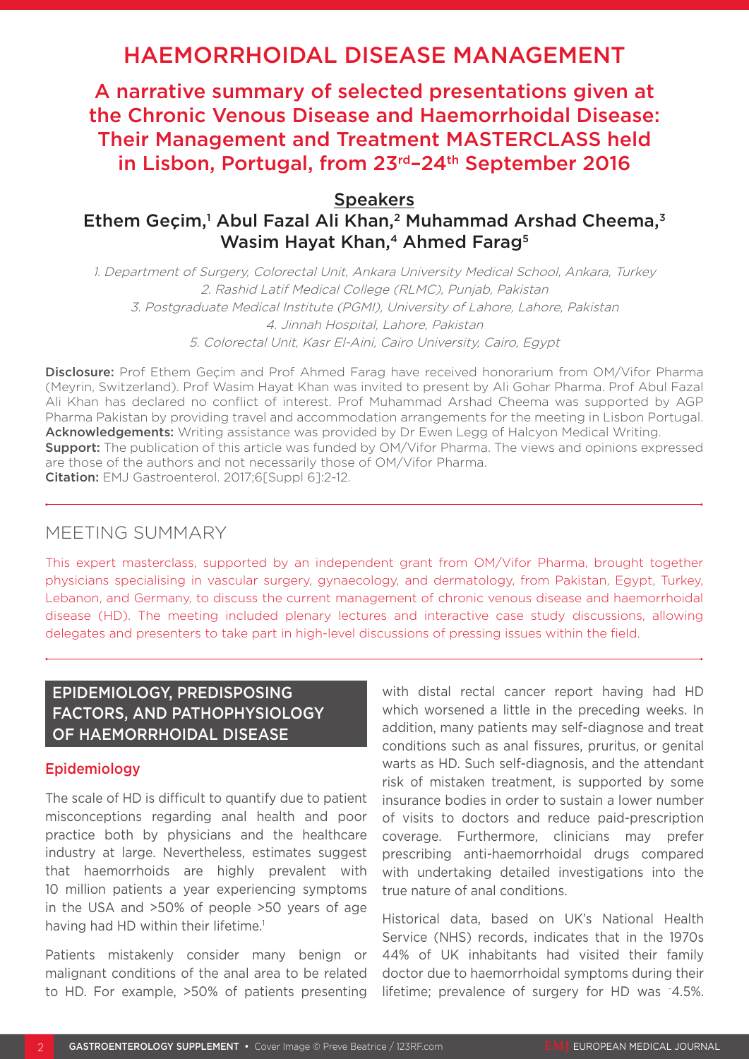# HAEMORRHOIDAL DISEASE MANAGEMENT

## A narrative summary of selected presentations given at the Chronic Venous Disease and Haemorrhoidal Disease: Their Management and Treatment MASTERCLASS held in Lisbon, Portugal, from 23rd–24th September 2016

### Speakers

**Ethem Geçim,[1] Abul Fazal Ali Khan,[2] Muhammad Arshad Cheema,[3] Wasim Hayat Khan,[4] Ahmed Farag[5]**

*1. Department of Surgery, Colorectal Unit, Ankara University Medical School, Ankara, Turkey*
*2. Rashid Latif Medical College (RLMC), Punjab, Pakistan*
*3. Postgraduate Medical Institute (PGMI), University of Lahore, Lahore, Pakistan*
*4. Jinnah Hospital, Lahore, Pakistan*
*5. Colorectal Unit, Kasr El-Aini, Cairo University, Cairo, Egypt*

**Disclosure:** Prof Ethem Geçim and Prof Ahmed Farag have received honorarium from OM/Vifor Pharma (Meyrin, Switzerland). Prof Wasim Hayat Khan was invited to present by Ali Gohar Pharma. Prof Abul Fazal Ali Khan has declared no conflict of interest. Prof Muhammad Arshad Cheema was supported by AGP Pharma Pakistan by providing travel and accommodation arrangements for the meeting in Lisbon Portugal.
**Acknowledgements:** Writing assistance was provided by Dr Ewen Legg of Halcyon Medical Writing.
**Support:** The publication of this article was funded by OM/Vifor Pharma. The views and opinions expressed are those of the authors and not necessarily those of OM/Vifor Pharma.
**Citation:** EMJ Gastroenterol. 2017;6[Suppl 6]:2-12.

## MEETING SUMMARY

This expert masterclass, supported by an independent grant from OM/Vifor Pharma, brought together physicians specialising in vascular surgery, gynaecology, and dermatology, from Pakistan, Egypt, Turkey, Lebanon, and Germany, to discuss the current management of chronic venous disease and haemorrhoidal disease (HD). The meeting included plenary lectures and interactive case study discussions, allowing delegates and presenters to take part in high-level discussions of pressing issues within the field.

## EPIDEMIOLOGY, PREDISPOSING FACTORS, AND PATHOPHYSIOLOGY OF HAEMORRHOIDAL DISEASE

### Epidemiology

The scale of HD is difficult to quantify due to patient misconceptions regarding anal health and poor practice both by physicians and the healthcare industry at large. Nevertheless, estimates suggest that haemorrhoids are highly prevalent with 10 million patients a year experiencing symptoms in the USA and >50% of people >50 years of age having had HD within their lifetime.[1]

Patients mistakenly consider many benign or malignant conditions of the anal area to be related to HD. For example, >50% of patients presenting with distal rectal cancer report having had HD which worsened a little in the preceding weeks. In addition, many patients may self-diagnose and treat conditions such as anal fissures, pruritus, or genital warts as HD. Such self-diagnosis, and the attendant risk of mistaken treatment, is supported by some insurance bodies in order to sustain a lower number of visits to doctors and reduce paid-prescription coverage. Furthermore, clinicians may prefer prescribing anti-haemorrhoidal drugs compared with undertaking detailed investigations into the true nature of anal conditions.

Historical data, based on UK's National Health Service (NHS) records, indicates that in the 1970s 44% of UK inhabitants had visited their family doctor due to haemorrhoidal symptoms during their lifetime; prevalence of surgery for HD was ~4.5%.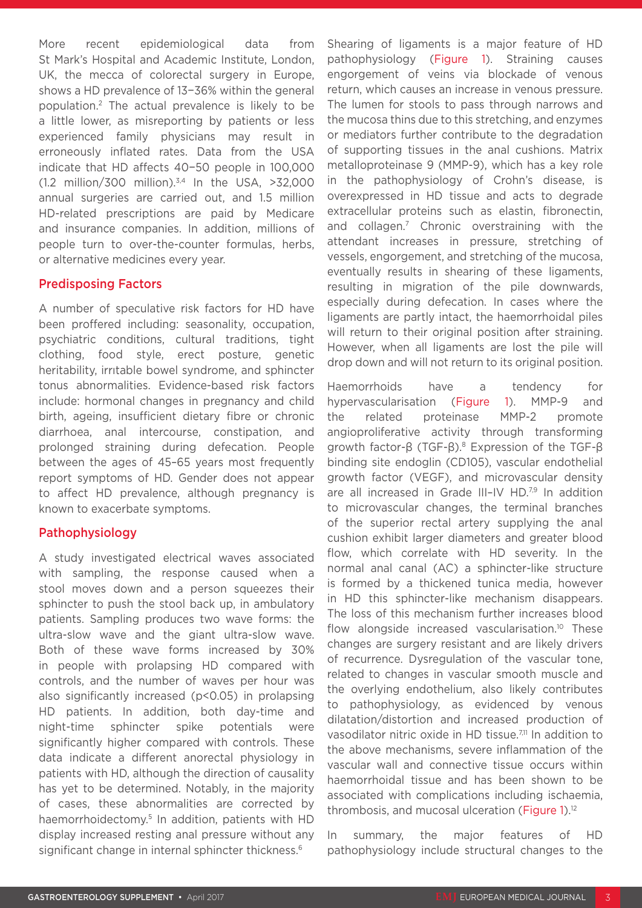More recent epidemiological data from St Mark's Hospital and Academic Institute, London, UK, the mecca of colorectal surgery in Europe, shows a HD prevalence of 13–36% within the general population.[2] The actual prevalence is likely to be a little lower, as misreporting by patients or less experienced family physicians may result in erroneously inflated rates. Data from the USA indicate that HD affects 40–50 people in 100,000 (1.2 million/300 million).[3,4] In the USA, >32,000 annual surgeries are carried out, and 1.5 million HD-related prescriptions are paid by Medicare and insurance companies. In addition, millions of people turn to over-the-counter formulas, herbs, or alternative medicines every year.

## Predisposing Factors

A number of speculative risk factors for HD have been proffered including: seasonality, occupation, psychiatric conditions, cultural traditions, tight clothing, food style, erect posture, genetic heritability, irritable bowel syndrome, and sphincter tonus abnormalities. Evidence-based risk factors include: hormonal changes in pregnancy and child birth, ageing, insufficient dietary fibre or chronic diarrhoea, anal intercourse, constipation, and prolonged straining during defecation. People between the ages of 45–65 years most frequently report symptoms of HD. Gender does not appear to affect HD prevalence, although pregnancy is known to exacerbate symptoms.

## Pathophysiology

A study investigated electrical waves associated with sampling, the response caused when a stool moves down and a person squeezes their sphincter to push the stool back up, in ambulatory patients. Sampling produces two wave forms: the ultra-slow wave and the giant ultra-slow wave. Both of these wave forms increased by 30% in people with prolapsing HD compared with controls, and the number of waves per hour was also significantly increased ($p<0.05$) in prolapsing HD patients. In addition, both day-time and night-time sphincter spike potentials were significantly higher compared with controls. These data indicate a different anorectal physiology in patients with HD, although the direction of causality has yet to be determined. Notably, in the majority of cases, these abnormalities are corrected by haemorrhoidectomy.[5] In addition, patients with HD display increased resting anal pressure without any significant change in internal sphincter thickness.[6]

Shearing of ligaments is a major feature of HD pathophysiology (Figure 1). Straining causes engorgement of veins via blockade of venous return, which causes an increase in venous pressure. The lumen for stools to pass through narrows and the mucosa thins due to this stretching, and enzymes or mediators further contribute to the degradation of supporting tissues in the anal cushions. Matrix metalloproteinase 9 (MMP-9), which has a key role in the pathophysiology of Crohn's disease, is overexpressed in HD tissue and acts to degrade extracellular proteins such as elastin, fibronectin, and collagen.[7] Chronic overstraining with the attendant increases in pressure, stretching of vessels, engorgement, and stretching of the mucosa, eventually results in shearing of these ligaments, resulting in migration of the pile downwards, especially during defecation. In cases where the ligaments are partly intact, the haemorrhoidal piles will return to their original position after straining. However, when all ligaments are lost the pile will drop down and will not return to its original position.

Haemorrhoids have a tendency for hypervascularisation (Figure 1). MMP-9 and the related proteinase MMP-2 promote angioproliferative activity through transforming growth factor-β (TGF-β).[8] Expression of the TGF-β binding site endoglin (CD105), vascular endothelial growth factor (VEGF), and microvascular density are all increased in Grade III–IV HD.[7,9] In addition to microvascular changes, the terminal branches of the superior rectal artery supplying the anal cushion exhibit larger diameters and greater blood flow, which correlate with HD severity. In the normal anal canal (AC) a sphincter-like structure is formed by a thickened tunica media, however in HD this sphincter-like mechanism disappears. The loss of this mechanism further increases blood flow alongside increased vascularisation.[10] These changes are surgery resistant and are likely drivers of recurrence. Dysregulation of the vascular tone, related to changes in vascular smooth muscle and the overlying endothelium, also likely contributes to pathophysiology, as evidenced by venous dilatation/distortion and increased production of vasodilator nitric oxide in HD tissue.[7,11] In addition to the above mechanisms, severe inflammation of the vascular wall and connective tissue occurs within haemorrhoidal tissue and has been shown to be associated with complications including ischaemia, thrombosis, and mucosal ulceration (Figure 1).[12]

In summary, the major features of HD pathophysiology include structural changes to the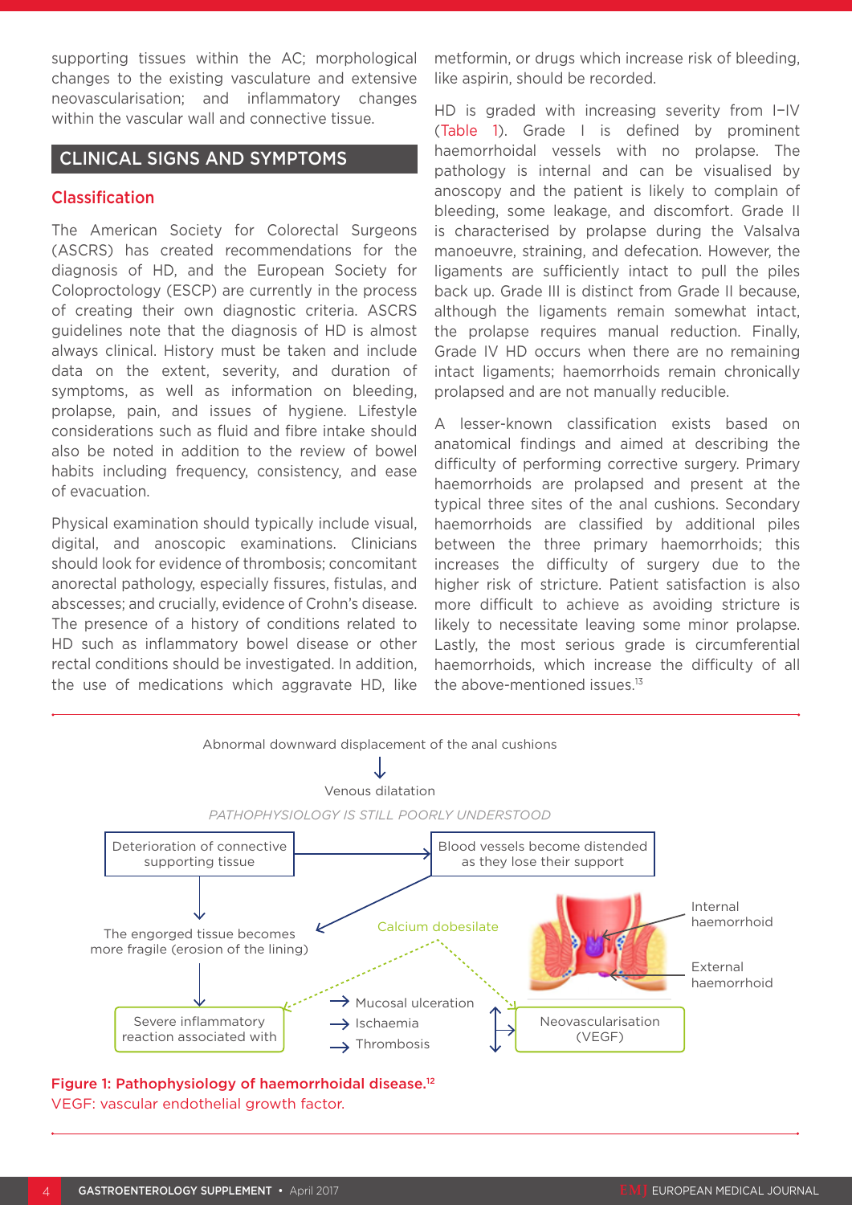supporting tissues within the AC; morphological changes to the existing vasculature and extensive neovascularisation; and inflammatory changes within the vascular wall and connective tissue.

## CLINICAL SIGNS AND SYMPTOMS

### Classification

The American Society for Colorectal Surgeons (ASCRS) has created recommendations for the diagnosis of HD, and the European Society for Coloproctology (ESCP) are currently in the process of creating their own diagnostic criteria. ASCRS guidelines note that the diagnosis of HD is almost always clinical. History must be taken and include data on the extent, severity, and duration of symptoms, as well as information on bleeding, prolapse, pain, and issues of hygiene. Lifestyle considerations such as fluid and fibre intake should also be noted in addition to the review of bowel habits including frequency, consistency, and ease of evacuation.

Physical examination should typically include visual, digital, and anoscopic examinations. Clinicians should look for evidence of thrombosis; concomitant anorectal pathology, especially fissures, fistulas, and abscesses; and crucially, evidence of Crohn's disease. The presence of a history of conditions related to HD such as inflammatory bowel disease or other rectal conditions should be investigated. In addition, the use of medications which aggravate HD, like metformin, or drugs which increase risk of bleeding, like aspirin, should be recorded.

HD is graded with increasing severity from I–IV (Table 1). Grade I is defined by prominent haemorrhoidal vessels with no prolapse. The pathology is internal and can be visualised by anoscopy and the patient is likely to complain of bleeding, some leakage, and discomfort. Grade II is characterised by prolapse during the Valsalva manoeuvre, straining, and defecation. However, the ligaments are sufficiently intact to pull the piles back up. Grade III is distinct from Grade II because, although the ligaments remain somewhat intact, the prolapse requires manual reduction. Finally, Grade IV HD occurs when there are no remaining intact ligaments; haemorrhoids remain chronically prolapsed and are not manually reducible.

A lesser-known classification exists based on anatomical findings and aimed at describing the difficulty of performing corrective surgery. Primary haemorrhoids are prolapsed and present at the typical three sites of the anal cushions. Secondary haemorrhoids are classified by additional piles between the three primary haemorrhoids; this increases the difficulty of surgery due to the higher risk of stricture. Patient satisfaction is also more difficult to achieve as avoiding stricture is likely to necessitate leaving some minor prolapse. Lastly, the most serious grade is circumferential haemorrhoids, which increase the difficulty of all the above-mentioned issues.[13]

Abnormal downward displacement of the anal cushions
↓
Venous dilatation

*PATHOPHYSIOLOGY IS STILL POORLY UNDERSTOOD*

Deterioration of connective supporting tissue → Blood vessels become distended as they lose their support

The engorged tissue becomes more fragile (erosion of the lining)

Calcium dobesilate

Severe inflammatory reaction associated with
→ Mucosal ulceration
→ Ischaemia
→ Thrombosis

Neovascularisation (VEGF)

Internal haemorrhoid

External haemorrhoid

**Figure 1: Pathophysiology of haemorrhoidal disease.**[12]
VEGF: vascular endothelial growth factor.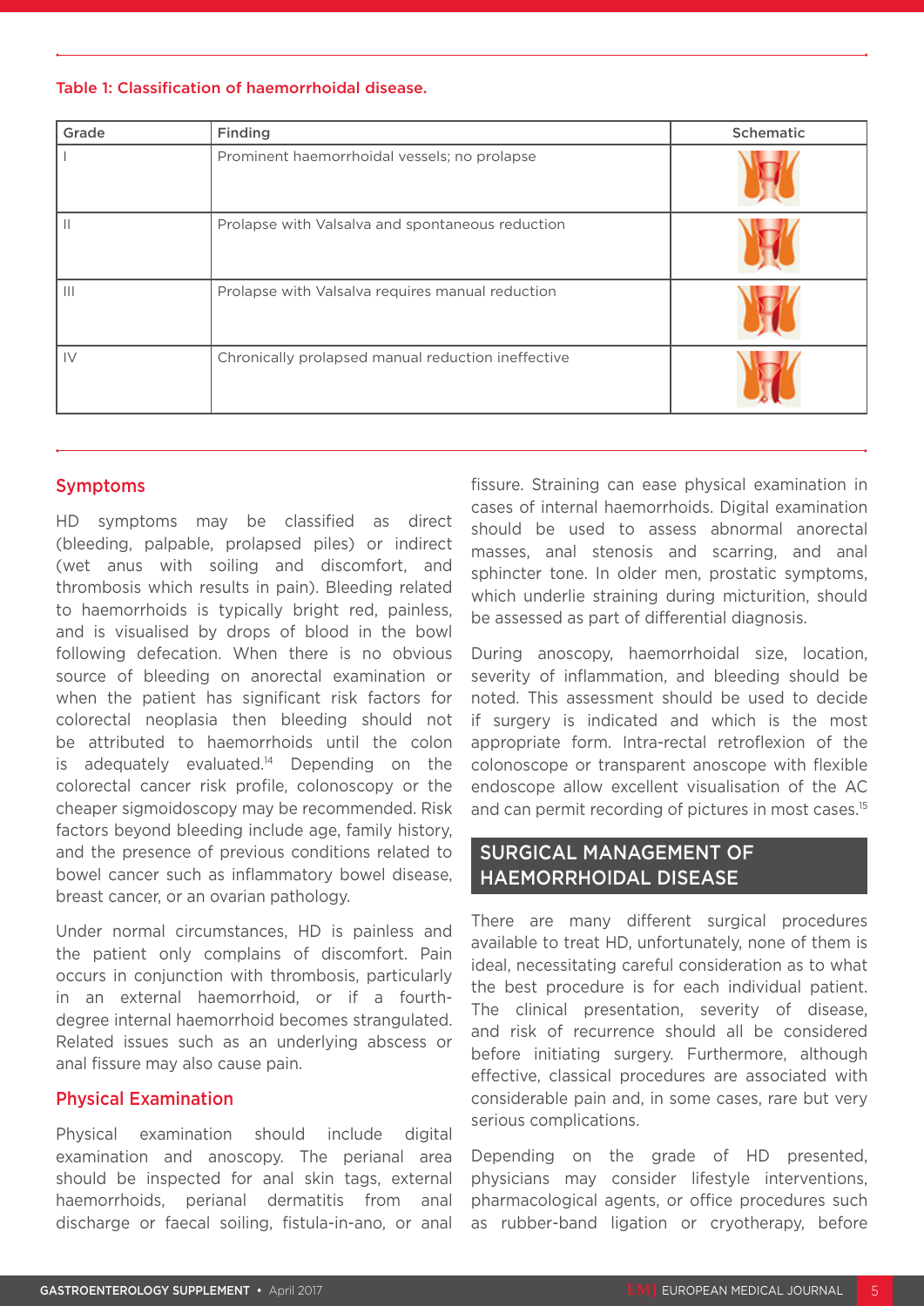**Table 1: Classification of haemorrhoidal disease.**

| Grade | Finding | Schematic |
|---|---|---|
| I | Prominent haemorrhoidal vessels; no prolapse | |
| II | Prolapse with Valsalva and spontaneous reduction | |
| III | Prolapse with Valsalva requires manual reduction | |
| IV | Chronically prolapsed manual reduction ineffective | |

## Symptoms

HD symptoms may be classified as direct (bleeding, palpable, prolapsed piles) or indirect (wet anus with soiling and discomfort, and thrombosis which results in pain). Bleeding related to haemorrhoids is typically bright red, painless, and is visualised by drops of blood in the bowl following defecation. When there is no obvious source of bleeding on anorectal examination or when the patient has significant risk factors for colorectal neoplasia then bleeding should not be attributed to haemorrhoids until the colon is adequately evaluated.[14] Depending on the colorectal cancer risk profile, colonoscopy or the cheaper sigmoidoscopy may be recommended. Risk factors beyond bleeding include age, family history, and the presence of previous conditions related to bowel cancer such as inflammatory bowel disease, breast cancer, or an ovarian pathology.

Under normal circumstances, HD is painless and the patient only complains of discomfort. Pain occurs in conjunction with thrombosis, particularly in an external haemorrhoid, or if a fourth-degree internal haemorrhoid becomes strangulated. Related issues such as an underlying abscess or anal fissure may also cause pain.

## Physical Examination

Physical examination should include digital examination and anoscopy. The perianal area should be inspected for anal skin tags, external haemorrhoids, perianal dermatitis from anal discharge or faecal soiling, fistula-in-ano, or anal fissure. Straining can ease physical examination in cases of internal haemorrhoids. Digital examination should be used to assess abnormal anorectal masses, anal stenosis and scarring, and anal sphincter tone. In older men, prostatic symptoms, which underlie straining during micturition, should be assessed as part of differential diagnosis.

During anoscopy, haemorrhoidal size, location, severity of inflammation, and bleeding should be noted. This assessment should be used to decide if surgery is indicated and which is the most appropriate form. Intra-rectal retroflexion of the colonoscope or transparent anoscope with flexible endoscope allow excellent visualisation of the AC and can permit recording of pictures in most cases.[15]

# SURGICAL MANAGEMENT OF HAEMORRHOIDAL DISEASE

There are many different surgical procedures available to treat HD, unfortunately, none of them is ideal, necessitating careful consideration as to what the best procedure is for each individual patient. The clinical presentation, severity of disease, and risk of recurrence should all be considered before initiating surgery. Furthermore, although effective, classical procedures are associated with considerable pain and, in some cases, rare but very serious complications.

Depending on the grade of HD presented, physicians may consider lifestyle interventions, pharmacological agents, or office procedures such as rubber-band ligation or cryotherapy, before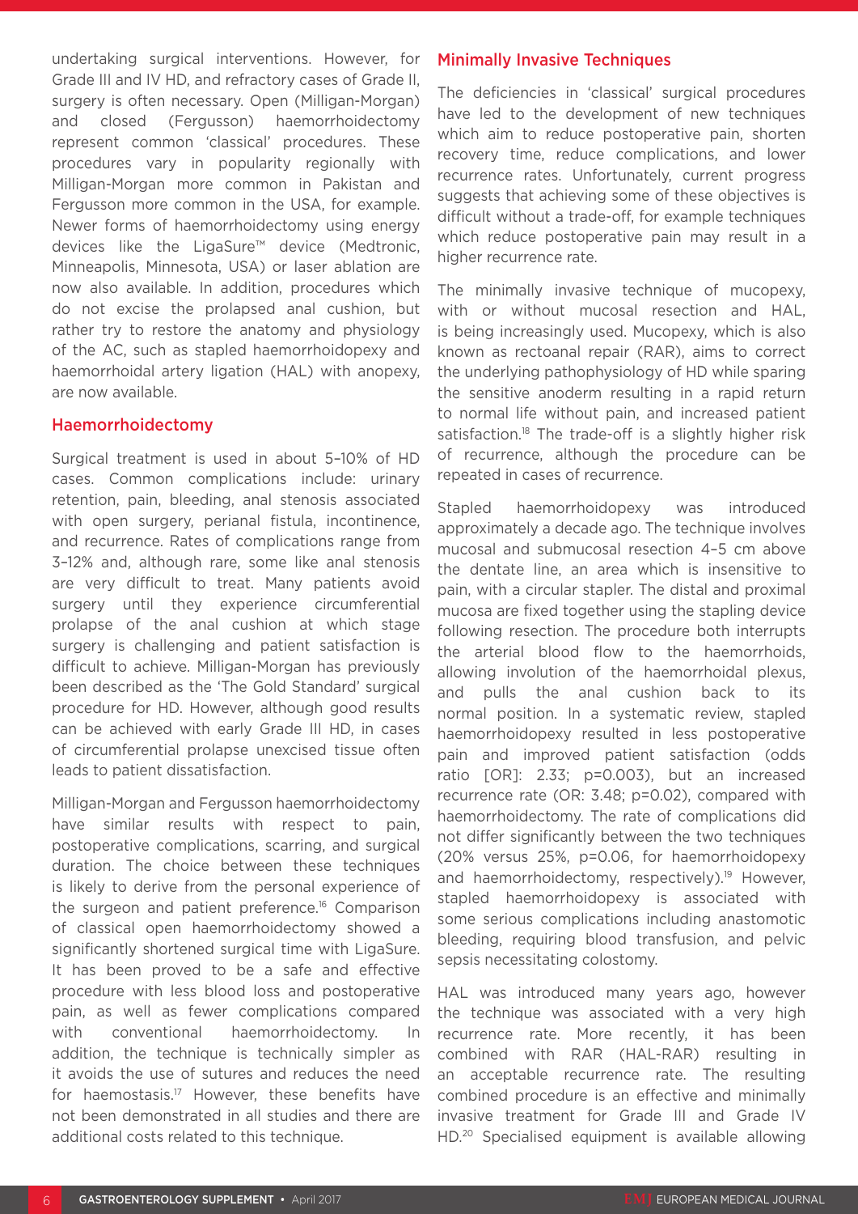undertaking surgical interventions. However, for Grade III and IV HD, and refractory cases of Grade II, surgery is often necessary. Open (Milligan-Morgan) and closed (Fergusson) haemorrhoidectomy represent common 'classical' procedures. These procedures vary in popularity regionally with Milligan-Morgan more common in Pakistan and Fergusson more common in the USA, for example. Newer forms of haemorrhoidectomy using energy devices like the LigaSure™ device (Medtronic, Minneapolis, Minnesota, USA) or laser ablation are now also available. In addition, procedures which do not excise the prolapsed anal cushion, but rather try to restore the anatomy and physiology of the AC, such as stapled haemorrhoidopexy and haemorrhoidal artery ligation (HAL) with anopexy, are now available.

## Haemorrhoidectomy

Surgical treatment is used in about 5–10% of HD cases. Common complications include: urinary retention, pain, bleeding, anal stenosis associated with open surgery, perianal fistula, incontinence, and recurrence. Rates of complications range from 3–12% and, although rare, some like anal stenosis are very difficult to treat. Many patients avoid surgery until they experience circumferential prolapse of the anal cushion at which stage surgery is challenging and patient satisfaction is difficult to achieve. Milligan-Morgan has previously been described as the 'The Gold Standard' surgical procedure for HD. However, although good results can be achieved with early Grade III HD, in cases of circumferential prolapse unexcised tissue often leads to patient dissatisfaction.

Milligan-Morgan and Fergusson haemorrhoidectomy have similar results with respect to pain, postoperative complications, scarring, and surgical duration. The choice between these techniques is likely to derive from the personal experience of the surgeon and patient preference.[16] Comparison of classical open haemorrhoidectomy showed a significantly shortened surgical time with LigaSure. It has been proved to be a safe and effective procedure with less blood loss and postoperative pain, as well as fewer complications compared with conventional haemorrhoidectomy. In addition, the technique is technically simpler as it avoids the use of sutures and reduces the need for haemostasis.[17] However, these benefits have not been demonstrated in all studies and there are additional costs related to this technique.

## Minimally Invasive Techniques

The deficiencies in 'classical' surgical procedures have led to the development of new techniques which aim to reduce postoperative pain, shorten recovery time, reduce complications, and lower recurrence rates. Unfortunately, current progress suggests that achieving some of these objectives is difficult without a trade-off, for example techniques which reduce postoperative pain may result in a higher recurrence rate.

The minimally invasive technique of mucopexy, with or without mucosal resection and HAL, is being increasingly used. Mucopexy, which is also known as rectoanal repair (RAR), aims to correct the underlying pathophysiology of HD while sparing the sensitive anoderm resulting in a rapid return to normal life without pain, and increased patient satisfaction.[18] The trade-off is a slightly higher risk of recurrence, although the procedure can be repeated in cases of recurrence.

Stapled haemorrhoidopexy was introduced approximately a decade ago. The technique involves mucosal and submucosal resection 4–5 cm above the dentate line, an area which is insensitive to pain, with a circular stapler. The distal and proximal mucosa are fixed together using the stapling device following resection. The procedure both interrupts the arterial blood flow to the haemorrhoids, allowing involution of the haemorrhoidal plexus, and pulls the anal cushion back to its normal position. In a systematic review, stapled haemorrhoidopexy resulted in less postoperative pain and improved patient satisfaction (odds ratio [OR]: 2.33; p=0.003), but an increased recurrence rate (OR: 3.48; p=0.02), compared with haemorrhoidectomy. The rate of complications did not differ significantly between the two techniques (20% versus 25%, p=0.06, for haemorrhoidopexy and haemorrhoidectomy, respectively).[19] However, stapled haemorrhoidopexy is associated with some serious complications including anastomotic bleeding, requiring blood transfusion, and pelvic sepsis necessitating colostomy.

HAL was introduced many years ago, however the technique was associated with a very high recurrence rate. More recently, it has been combined with RAR (HAL-RAR) resulting in an acceptable recurrence rate. The resulting combined procedure is an effective and minimally invasive treatment for Grade III and Grade IV HD.[20] Specialised equipment is available allowing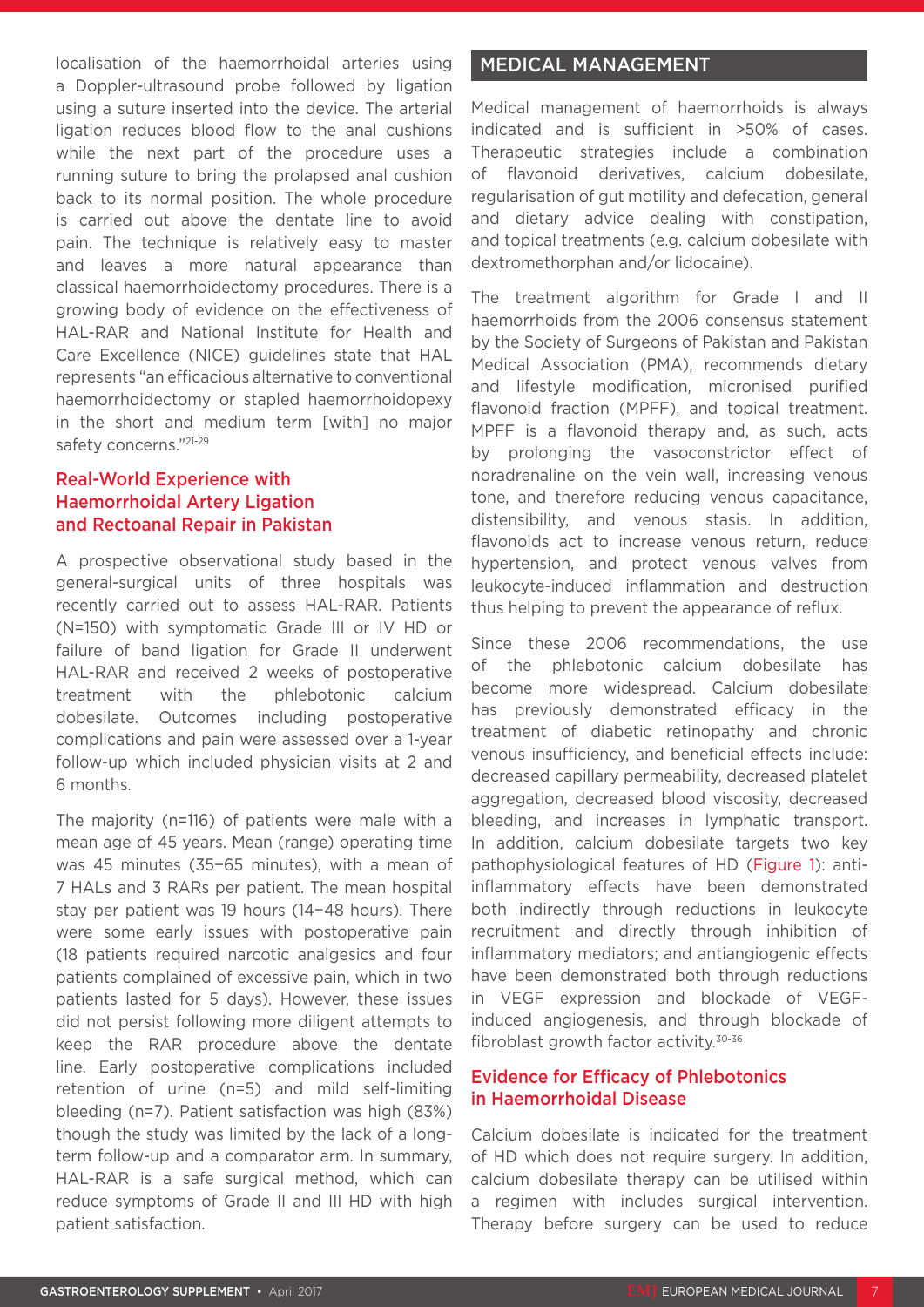localisation of the haemorrhoidal arteries using a Doppler-ultrasound probe followed by ligation using a suture inserted into the device. The arterial ligation reduces blood flow to the anal cushions while the next part of the procedure uses a running suture to bring the prolapsed anal cushion back to its normal position. The whole procedure is carried out above the dentate line to avoid pain. The technique is relatively easy to master and leaves a more natural appearance than classical haemorrhoidectomy procedures. There is a growing body of evidence on the effectiveness of HAL-RAR and National Institute for Health and Care Excellence (NICE) guidelines state that HAL represents "an efficacious alternative to conventional haemorrhoidectomy or stapled haemorrhoidopexy in the short and medium term [with] no major safety concerns."[21-29]

### Real-World Experience with Haemorrhoidal Artery Ligation and Rectoanal Repair in Pakistan

A prospective observational study based in the general-surgical units of three hospitals was recently carried out to assess HAL-RAR. Patients (N=150) with symptomatic Grade III or IV HD or failure of band ligation for Grade II underwent HAL-RAR and received 2 weeks of postoperative treatment with the phlebotonic calcium dobesilate. Outcomes including postoperative complications and pain were assessed over a 1-year follow-up which included physician visits at 2 and 6 months.

The majority (n=116) of patients were male with a mean age of 45 years. Mean (range) operating time was 45 minutes (35–65 minutes), with a mean of 7 HALs and 3 RARs per patient. The mean hospital stay per patient was 19 hours (14–48 hours). There were some early issues with postoperative pain (18 patients required narcotic analgesics and four patients complained of excessive pain, which in two patients lasted for 5 days). However, these issues did not persist following more diligent attempts to keep the RAR procedure above the dentate line. Early postoperative complications included retention of urine (n=5) and mild self-limiting bleeding (n=7). Patient satisfaction was high (83%) though the study was limited by the lack of a long-term follow-up and a comparator arm. In summary, HAL-RAR is a safe surgical method, which can reduce symptoms of Grade II and III HD with high patient satisfaction.

## MEDICAL MANAGEMENT

Medical management of haemorrhoids is always indicated and is sufficient in >50% of cases. Therapeutic strategies include a combination of flavonoid derivatives, calcium dobesilate, regularisation of gut motility and defecation, general and dietary advice dealing with constipation, and topical treatments (e.g. calcium dobesilate with dextromethorphan and/or lidocaine).

The treatment algorithm for Grade I and II haemorrhoids from the 2006 consensus statement by the Society of Surgeons of Pakistan and Pakistan Medical Association (PMA), recommends dietary and lifestyle modification, micronised purified flavonoid fraction (MPFF), and topical treatment. MPFF is a flavonoid therapy and, as such, acts by prolonging the vasoconstrictor effect of noradrenaline on the vein wall, increasing venous tone, and therefore reducing venous capacitance, distensibility, and venous stasis. In addition, flavonoids act to increase venous return, reduce hypertension, and protect venous valves from leukocyte-induced inflammation and destruction thus helping to prevent the appearance of reflux.

Since these 2006 recommendations, the use of the phlebotonic calcium dobesilate has become more widespread. Calcium dobesilate has previously demonstrated efficacy in the treatment of diabetic retinopathy and chronic venous insufficiency, and beneficial effects include: decreased capillary permeability, decreased platelet aggregation, decreased blood viscosity, decreased bleeding, and increases in lymphatic transport. In addition, calcium dobesilate targets two key pathophysiological features of HD (Figure 1): anti-inflammatory effects have been demonstrated both indirectly through reductions in leukocyte recruitment and directly through inhibition of inflammatory mediators; and antiangiogenic effects have been demonstrated both through reductions in VEGF expression and blockade of VEGF-induced angiogenesis, and through blockade of fibroblast growth factor activity.[30-36]

### Evidence for Efficacy of Phlebotonics in Haemorrhoidal Disease

Calcium dobesilate is indicated for the treatment of HD which does not require surgery. In addition, calcium dobesilate therapy can be utilised within a regimen with includes surgical intervention. Therapy before surgery can be used to reduce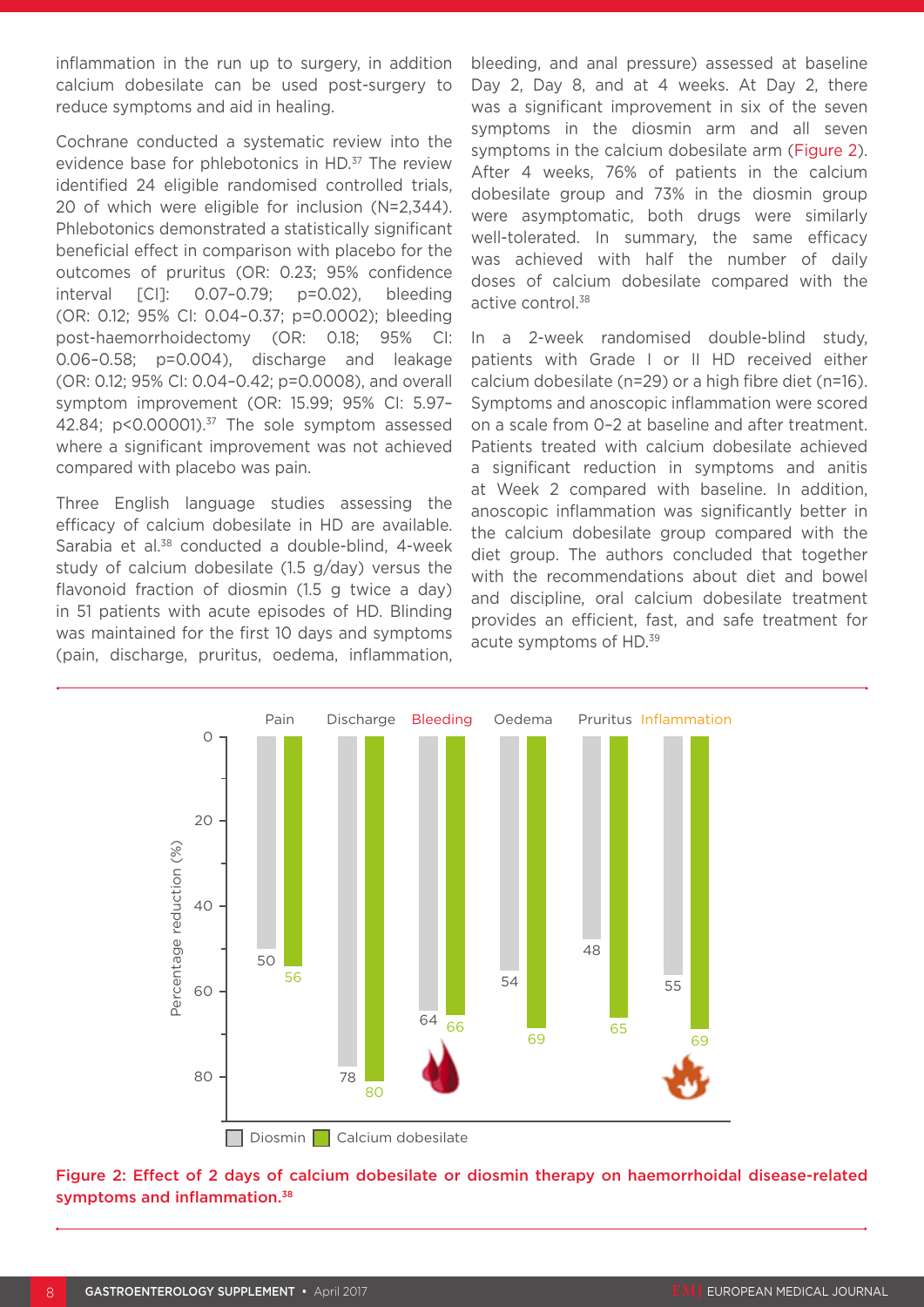inflammation in the run up to surgery, in addition calcium dobesilate can be used post-surgery to reduce symptoms and aid in healing.

Cochrane conducted a systematic review into the evidence base for phlebotonics in HD.[37] The review identified 24 eligible randomised controlled trials, 20 of which were eligible for inclusion (N=2,344). Phlebotonics demonstrated a statistically significant beneficial effect in comparison with placebo for the outcomes of pruritus (OR: 0.23; 95% confidence interval [CI]: 0.07–0.79; p=0.02), bleeding (OR: 0.12; 95% CI: 0.04–0.37; p=0.0002); bleeding post-haemorrhoidectomy (OR: 0.18; 95% CI: 0.06–0.58; p=0.004), discharge and leakage (OR: 0.12; 95% CI: 0.04–0.42; p=0.0008), and overall symptom improvement (OR: 15.99; 95% CI: 5.97–42.84; p<0.00001).[37] The sole symptom assessed where a significant improvement was not achieved compared with placebo was pain.

Three English language studies assessing the efficacy of calcium dobesilate in HD are available. Sarabia et al.[38] conducted a double-blind, 4-week study of calcium dobesilate (1.5 g/day) versus the flavonoid fraction of diosmin (1.5 g twice a day) in 51 patients with acute episodes of HD. Blinding was maintained for the first 10 days and symptoms (pain, discharge, pruritus, oedema, inflammation, bleeding, and anal pressure) assessed at baseline Day 2, Day 8, and at 4 weeks. At Day 2, there was a significant improvement in six of the seven symptoms in the diosmin arm and all seven symptoms in the calcium dobesilate arm (Figure 2). After 4 weeks, 76% of patients in the calcium dobesilate group and 73% in the diosmin group were asymptomatic, both drugs were similarly well-tolerated. In summary, the same efficacy was achieved with half the number of daily doses of calcium dobesilate compared with the active control.[38]

In a 2-week randomised double-blind study, patients with Grade I or II HD received either calcium dobesilate (n=29) or a high fibre diet (n=16). Symptoms and anoscopic inflammation were scored on a scale from 0–2 at baseline and after treatment. Patients treated with calcium dobesilate achieved a significant reduction in symptoms and anitis at Week 2 compared with baseline. In addition, anoscopic inflammation was significantly better in the calcium dobesilate group compared with the diet group. The authors concluded that together with the recommendations about diet and bowel and discipline, oral calcium dobesilate treatment provides an efficient, fast, and safe treatment for acute symptoms of HD.[39]

| Percentage reduction (%) | Pain | Discharge | Bleeding | Oedema | Pruritus | Inflammation |
|---|---|---|---|---|---|---|
| Diosmin | 50 | 78 | 64 | 54 | 48 | 55 |
| Calcium dobesilate | 56 | 80 | 66 | 69 | 65 | 69 |

**Figure 2: Effect of 2 days of calcium dobesilate or diosmin therapy on haemorrhoidal disease-related symptoms and inflammation.[38]**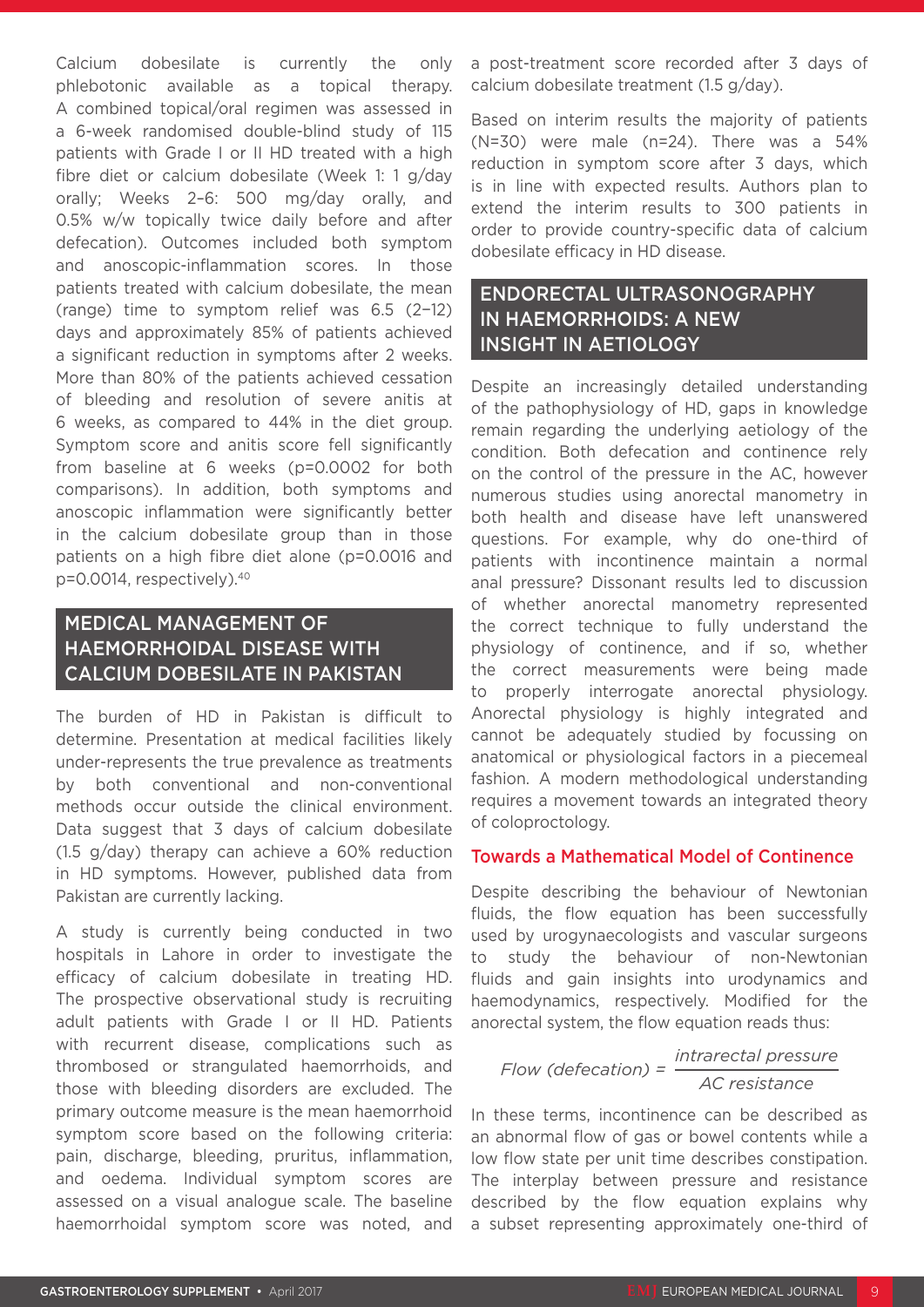Calcium dobesilate is currently the only phlebotonic available as a topical therapy. A combined topical/oral regimen was assessed in a 6-week randomised double-blind study of 115 patients with Grade I or II HD treated with a high fibre diet or calcium dobesilate (Week 1: 1 g/day orally; Weeks 2–6: 500 mg/day orally, and 0.5% w/w topically twice daily before and after defecation). Outcomes included both symptom and anoscopic-inflammation scores. In those patients treated with calcium dobesilate, the mean (range) time to symptom relief was 6.5 (2–12) days and approximately 85% of patients achieved a significant reduction in symptoms after 2 weeks. More than 80% of the patients achieved cessation of bleeding and resolution of severe anitis at 6 weeks, as compared to 44% in the diet group. Symptom score and anitis score fell significantly from baseline at 6 weeks (p=0.0002 for both comparisons). In addition, both symptoms and anoscopic inflammation were significantly better in the calcium dobesilate group than in those patients on a high fibre diet alone (p=0.0016 and p=0.0014, respectively).[40]

## MEDICAL MANAGEMENT OF HAEMORRHOIDAL DISEASE WITH CALCIUM DOBESILATE IN PAKISTAN

The burden of HD in Pakistan is difficult to determine. Presentation at medical facilities likely under-represents the true prevalence as treatments by both conventional and non-conventional methods occur outside the clinical environment. Data suggest that 3 days of calcium dobesilate (1.5 g/day) therapy can achieve a 60% reduction in HD symptoms. However, published data from Pakistan are currently lacking.

A study is currently being conducted in two hospitals in Lahore in order to investigate the efficacy of calcium dobesilate in treating HD. The prospective observational study is recruiting adult patients with Grade I or II HD. Patients with recurrent disease, complications such as thrombosed or strangulated haemorrhoids, and those with bleeding disorders are excluded. The primary outcome measure is the mean haemorrhoid symptom score based on the following criteria: pain, discharge, bleeding, pruritus, inflammation, and oedema. Individual symptom scores are assessed on a visual analogue scale. The baseline haemorrhoidal symptom score was noted, and a post-treatment score recorded after 3 days of calcium dobesilate treatment (1.5 g/day).

Based on interim results the majority of patients (N=30) were male (n=24). There was a 54% reduction in symptom score after 3 days, which is in line with expected results. Authors plan to extend the interim results to 300 patients in order to provide country-specific data of calcium dobesilate efficacy in HD disease.

## ENDORECTAL ULTRASONOGRAPHY IN HAEMORRHOIDS: A NEW INSIGHT IN AETIOLOGY

Despite an increasingly detailed understanding of the pathophysiology of HD, gaps in knowledge remain regarding the underlying aetiology of the condition. Both defecation and continence rely on the control of the pressure in the AC, however numerous studies using anorectal manometry in both health and disease have left unanswered questions. For example, why do one-third of patients with incontinence maintain a normal anal pressure? Dissonant results led to discussion of whether anorectal manometry represented the correct technique to fully understand the physiology of continence, and if so, whether the correct measurements were being made to properly interrogate anorectal physiology. Anorectal physiology is highly integrated and cannot be adequately studied by focussing on anatomical or physiological factors in a piecemeal fashion. A modern methodological understanding requires a movement towards an integrated theory of coloproctology.

### Towards a Mathematical Model of Continence

Despite describing the behaviour of Newtonian fluids, the flow equation has been successfully used by urogynaecologists and vascular surgeons to study the behaviour of non-Newtonian fluids and gain insights into urodynamics and haemodynamics, respectively. Modified for the anorectal system, the flow equation reads thus:

$$\textit{Flow (defecation)} = \frac{\textit{intrarectal pressure}}{\textit{AC resistance}}$$

In these terms, incontinence can be described as an abnormal flow of gas or bowel contents while a low flow state per unit time describes constipation. The interplay between pressure and resistance described by the flow equation explains why a subset representing approximately one-third of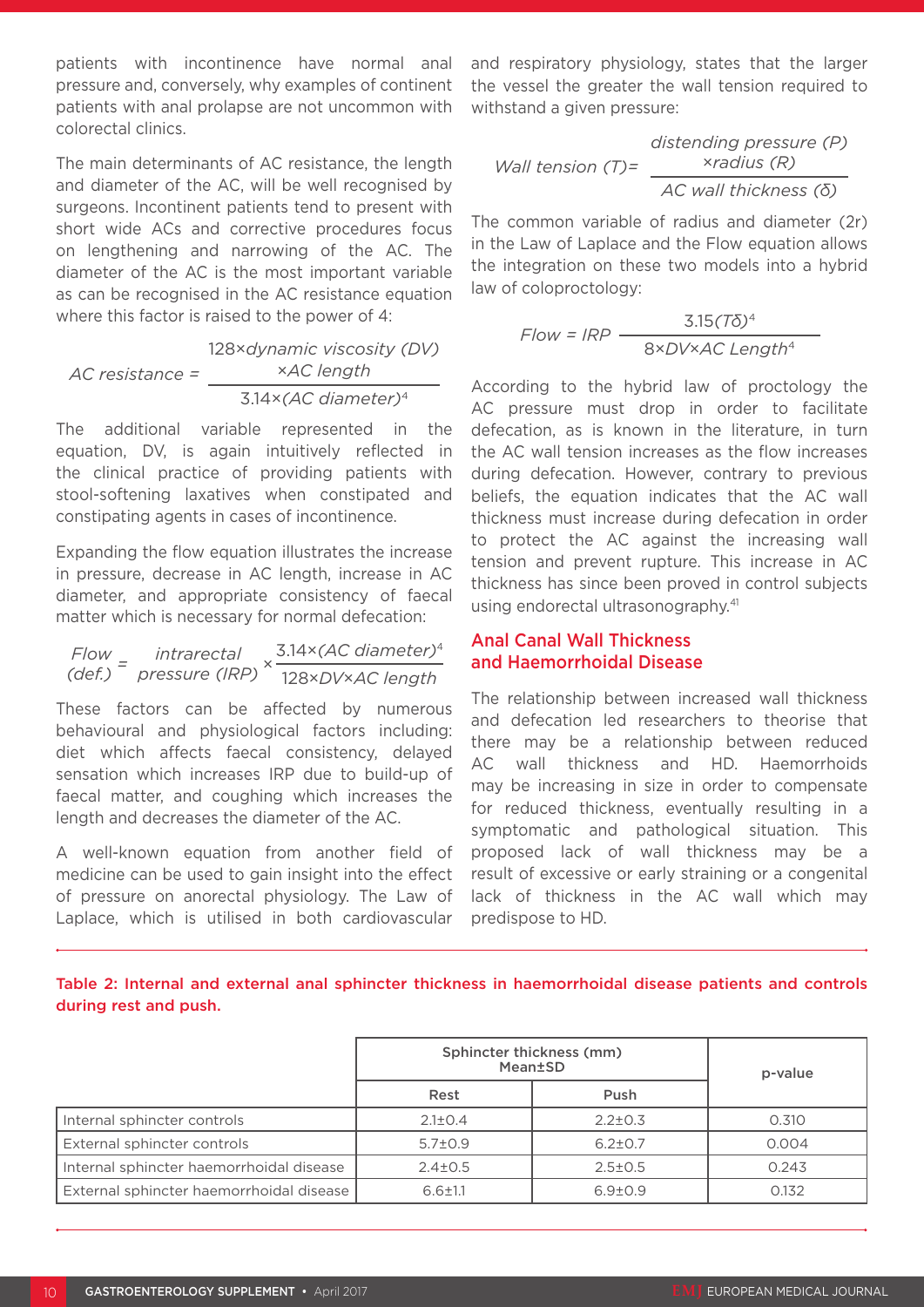patients with incontinence have normal anal pressure and, conversely, why examples of continent patients with anal prolapse are not uncommon with colorectal clinics.

The main determinants of AC resistance, the length and diameter of the AC, will be well recognised by surgeons. Incontinent patients tend to present with short wide ACs and corrective procedures focus on lengthening and narrowing of the AC. The diameter of the AC is the most important variable as can be recognised in the AC resistance equation where this factor is raised to the power of 4:

$$\text{AC resistance} = \frac{128 \times \textit{dynamic viscosity (DV)} \times \textit{AC length}}{3.14 \times (\textit{AC diameter})^4}$$

The additional variable represented in the equation, DV, is again intuitively reflected in the clinical practice of providing patients with stool-softening laxatives when constipated and constipating agents in cases of incontinence.

Expanding the flow equation illustrates the increase in pressure, decrease in AC length, increase in AC diameter, and appropriate consistency of faecal matter which is necessary for normal defecation:

$$\textit{Flow (def.)} = \textit{intrarectal pressure (IRP)} \times \frac{3.14 \times (\textit{AC diameter})^4}{128 \times DV \times \textit{AC length}}$$

These factors can be affected by numerous behavioural and physiological factors including: diet which affects faecal consistency, delayed sensation which increases IRP due to build-up of faecal matter, and coughing which increases the length and decreases the diameter of the AC.

A well-known equation from another field of medicine can be used to gain insight into the effect of pressure on anorectal physiology. The Law of Laplace, which is utilised in both cardiovascular and respiratory physiology, states that the larger the vessel the greater the wall tension required to withstand a given pressure:

$$\textit{Wall tension (T)} = \frac{\textit{distending pressure (P)} \times \textit{radius (R)}}{\textit{AC wall thickness } (\delta)}$$

The common variable of radius and diameter (2r) in the Law of Laplace and the Flow equation allows the integration on these two models into a hybrid law of coloproctology:

$$\textit{Flow} = \textit{IRP}\ \frac{3.15(T\delta)^4}{8 \times DV \times \textit{AC Length}^4}$$

According to the hybrid law of proctology the AC pressure must drop in order to facilitate defecation, as is known in the literature, in turn the AC wall tension increases as the flow increases during defecation. However, contrary to previous beliefs, the equation indicates that the AC wall thickness must increase during defecation in order to protect the AC against the increasing wall tension and prevent rupture. This increase in AC thickness has since been proved in control subjects using endorectal ultrasonography.[41]

## Anal Canal Wall Thickness and Haemorrhoidal Disease

The relationship between increased wall thickness and defecation led researchers to theorise that there may be a relationship between reduced AC wall thickness and HD. Haemorrhoids may be increasing in size in order to compensate for reduced thickness, eventually resulting in a symptomatic and pathological situation. This proposed lack of wall thickness may be a result of excessive or early straining or a congenital lack of thickness in the AC wall which may predispose to HD.

**Table 2: Internal and external anal sphincter thickness in haemorrhoidal disease patients and controls during rest and push.**

| | Sphincter thickness (mm) Mean±SD | | p-value |
|---|---|---|---|
| | Rest | Push | |
| Internal sphincter controls | 2.1±0.4 | 2.2±0.3 | 0.310 |
| External sphincter controls | 5.7±0.9 | 6.2±0.7 | 0.004 |
| Internal sphincter haemorrhoidal disease | 2.4±0.5 | 2.5±0.5 | 0.243 |
| External sphincter haemorrhoidal disease | 6.6±1.1 | 6.9±0.9 | 0.132 |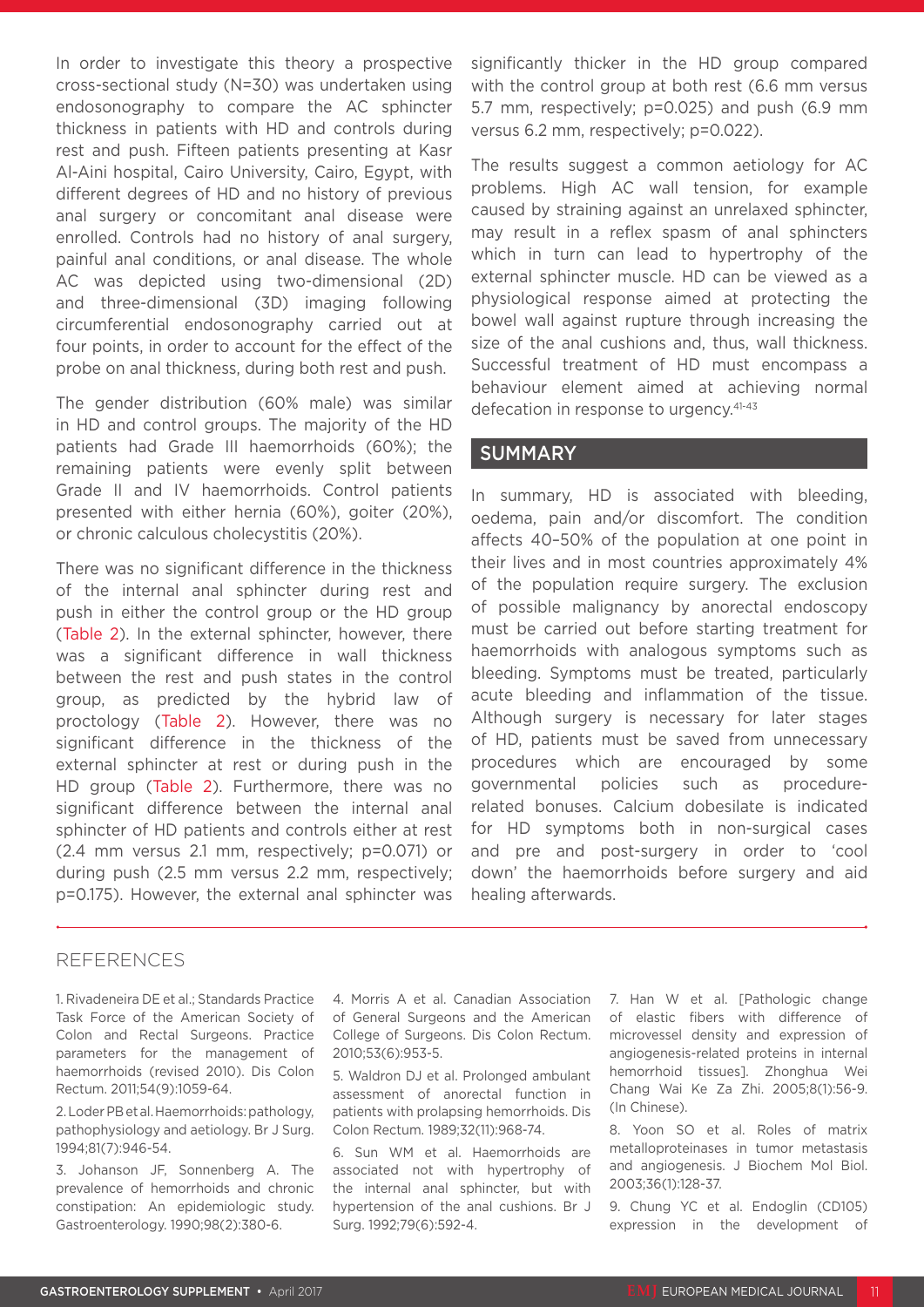In order to investigate this theory a prospective cross-sectional study (N=30) was undertaken using endosonography to compare the AC sphincter thickness in patients with HD and controls during rest and push. Fifteen patients presenting at Kasr Al-Aini hospital, Cairo University, Cairo, Egypt, with different degrees of HD and no history of previous anal surgery or concomitant anal disease were enrolled. Controls had no history of anal surgery, painful anal conditions, or anal disease. The whole AC was depicted using two-dimensional (2D) and three-dimensional (3D) imaging following circumferential endosonography carried out at four points, in order to account for the effect of the probe on anal thickness, during both rest and push.

The gender distribution (60% male) was similar in HD and control groups. The majority of the HD patients had Grade III haemorrhoids (60%); the remaining patients were evenly split between Grade II and IV haemorrhoids. Control patients presented with either hernia (60%), goiter (20%), or chronic calculous cholecystitis (20%).

There was no significant difference in the thickness of the internal anal sphincter during rest and push in either the control group or the HD group (Table 2). In the external sphincter, however, there was a significant difference in wall thickness between the rest and push states in the control group, as predicted by the hybrid law of proctology (Table 2). However, there was no significant difference in the thickness of the external sphincter at rest or during push in the HD group (Table 2). Furthermore, there was no significant difference between the internal anal sphincter of HD patients and controls either at rest (2.4 mm versus 2.1 mm, respectively; p=0.071) or during push (2.5 mm versus 2.2 mm, respectively; p=0.175). However, the external anal sphincter was significantly thicker in the HD group compared with the control group at both rest (6.6 mm versus 5.7 mm, respectively; p=0.025) and push (6.9 mm versus 6.2 mm, respectively; p=0.022).

The results suggest a common aetiology for AC problems. High AC wall tension, for example caused by straining against an unrelaxed sphincter, may result in a reflex spasm of anal sphincters which in turn can lead to hypertrophy of the external sphincter muscle. HD can be viewed as a physiological response aimed at protecting the bowel wall against rupture through increasing the size of the anal cushions and, thus, wall thickness. Successful treatment of HD must encompass a behaviour element aimed at achieving normal defecation in response to urgency.[41-43]

## SUMMARY

In summary, HD is associated with bleeding, oedema, pain and/or discomfort. The condition affects 40–50% of the population at one point in their lives and in most countries approximately 4% of the population require surgery. The exclusion of possible malignancy by anorectal endoscopy must be carried out before starting treatment for haemorrhoids with analogous symptoms such as bleeding. Symptoms must be treated, particularly acute bleeding and inflammation of the tissue. Although surgery is necessary for later stages of HD, patients must be saved from unnecessary procedures which are encouraged by some governmental policies such as procedure-related bonuses. Calcium dobesilate is indicated for HD symptoms both in non-surgical cases and pre and post-surgery in order to 'cool down' the haemorrhoids before surgery and aid healing afterwards.

## REFERENCES

1. Rivadeneira DE et al.; Standards Practice Task Force of the American Society of Colon and Rectal Surgeons. Practice parameters for the management of haemorrhoids (revised 2010). Dis Colon Rectum. 2011;54(9):1059-64.
2. Loder PB et al. Haemorrhoids: pathology, pathophysiology and aetiology. Br J Surg. 1994;81(7):946-54.
3. Johanson JF, Sonnenberg A. The prevalence of hemorrhoids and chronic constipation: An epidemiologic study. Gastroenterology. 1990;98(2):380-6.
4. Morris A et al. Canadian Association of General Surgeons and the American College of Surgeons. Dis Colon Rectum. 2010;53(6):953-5.
5. Waldron DJ et al. Prolonged ambulant assessment of anorectal function in patients with prolapsing hemorrhoids. Dis Colon Rectum. 1989;32(11):968-74.
6. Sun WM et al. Haemorrhoids are associated not with hypertrophy of the internal anal sphincter, but with hypertension of the anal cushions. Br J Surg. 1992;79(6):592-4.
7. Han W et al. [Pathologic change of elastic fibers with difference of microvessel density and expression of angiogenesis-related proteins in internal hemorrhoid tissues]. Zhonghua Wei Chang Wai Ke Za Zhi. 2005;8(1):56-9. (In Chinese).
8. Yoon SO et al. Roles of matrix metalloproteinases in tumor metastasis and angiogenesis. J Biochem Mol Biol. 2003;36(1):128-37.
9. Chung YC et al. Endoglin (CD105) expression in the development of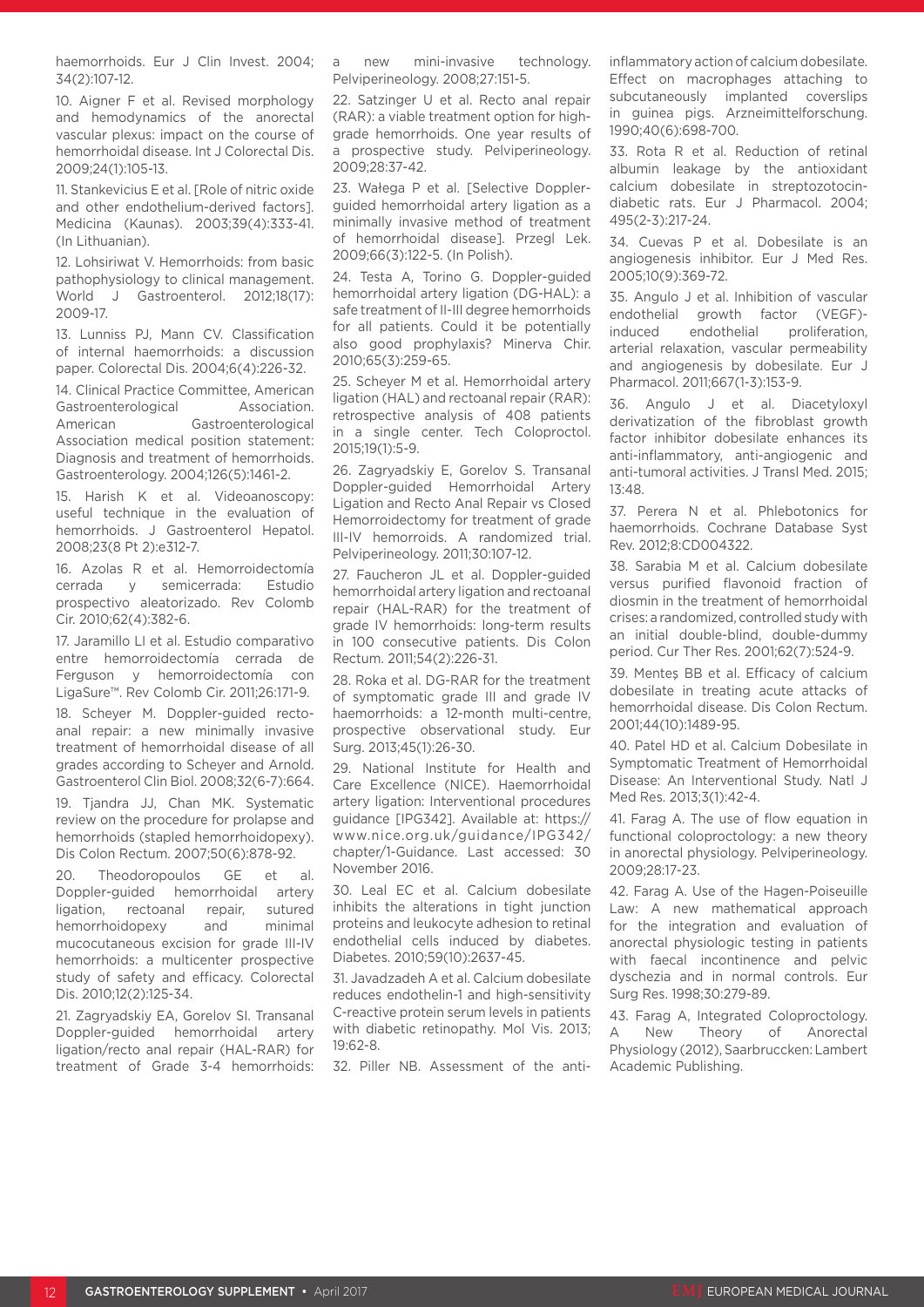haemorrhoids. Eur J Clin Invest. 2004; 34(2):107-12.

10. Aigner F et al. Revised morphology and hemodynamics of the anorectal vascular plexus: impact on the course of hemorrhoidal disease. Int J Colorectal Dis. 2009;24(1):105-13.

11. Stankevicius E et al. [Role of nitric oxide and other endothelium-derived factors]. Medicina (Kaunas). 2003;39(4):333-41. (In Lithuanian).

12. Lohsiriwat V. Hemorrhoids: from basic pathophysiology to clinical management. World J Gastroenterol. 2012;18(17): 2009-17.

13. Lunniss PJ, Mann CV. Classification of internal haemorrhoids: a discussion paper. Colorectal Dis. 2004;6(4):226-32.

14. Clinical Practice Committee, American Gastroenterological Association. American Gastroenterological Association medical position statement: Diagnosis and treatment of hemorrhoids. Gastroenterology. 2004;126(5):1461-2.

15. Harish K et al. Videoanoscopy: useful technique in the evaluation of hemorrhoids. J Gastroenterol Hepatol. 2008;23(8 Pt 2):e312-7.

16. Azolas R et al. Hemorroidectomía cerrada y semicerrada: Estudio prospectivo aleatorizado. Rev Colomb Cir. 2010;62(4):382-6.

17. Jaramillo LI et al. Estudio comparativo entre hemorroidectomía cerrada de Ferguson y hemorroidectomía con LigaSure™. Rev Colomb Cir. 2011;26:171-9.

18. Scheyer M. Doppler-guided recto-anal repair: a new minimally invasive treatment of hemorrhoidal disease of all grades according to Scheyer and Arnold. Gastroenterol Clin Biol. 2008;32(6-7):664.

19. Tjandra JJ, Chan MK. Systematic review on the procedure for prolapse and hemorrhoids (stapled hemorrhoidopexy). Dis Colon Rectum. 2007;50(6):878-92.

20. Theodoropoulos GE et al. Doppler-guided hemorrhoidal artery ligation, rectoanal repair, sutured hemorrhoidopexy and minimal mucocutaneous excision for grade III-IV hemorrhoids: a multicenter prospective study of safety and efficacy. Colorectal Dis. 2010;12(2):125-34.

21. Zagryadskiy EA, Gorelov SI. Transanal Doppler-guided hemorrhoidal artery ligation/recto anal repair (HAL-RAR) for treatment of Grade 3-4 hemorrhoids: a new mini-invasive technology. Pelviperineology. 2008;27:151-5.

22. Satzinger U et al. Recto anal repair (RAR): a viable treatment option for high-grade hemorrhoids. One year results of a prospective study. Pelviperineology. 2009;28:37-42.

23. Wałega P et al. [Selective Doppler-guided hemorrhoidal artery ligation as a minimally invasive method of treatment of hemorrhoidal disease]. Przegl Lek. 2009;66(3):122-5. (In Polish).

24. Testa A, Torino G. Doppler-guided hemorrhoidal artery ligation (DG-HAL): a safe treatment of II-III degree hemorrhoids for all patients. Could it be potentially also good prophylaxis? Minerva Chir. 2010;65(3):259-65.

25. Scheyer M et al. Hemorrhoidal artery ligation (HAL) and rectoanal repair (RAR): retrospective analysis of 408 patients in a single center. Tech Coloproctol. 2015;19(1):5-9.

26. Zagryadskiy E, Gorelov S. Transanal Doppler-guided Hemorrhoidal Artery Ligation and Recto Anal Repair vs Closed Hemorroidectomy for treatment of grade III-IV hemorroids. A randomized trial. Pelviperineology. 2011;30:107-12.

27. Faucheron JL et al. Doppler-guided hemorrhoidal artery ligation and rectoanal repair (HAL-RAR) for the treatment of grade IV hemorrhoids: long-term results in 100 consecutive patients. Dis Colon Rectum. 2011;54(2):226-31.

28. Roka et al. DG-RAR for the treatment of symptomatic grade III and grade IV haemorrhoids: a 12-month multi-centre, prospective observational study. Eur Surg. 2013;45(1):26-30.

29. National Institute for Health and Care Excellence (NICE). Haemorrhoidal artery ligation: Interventional procedures guidance [IPG342]. Available at: https://www.nice.org.uk/guidance/IPG342/chapter/1-Guidance. Last accessed: 30 November 2016.

30. Leal EC et al. Calcium dobesilate inhibits the alterations in tight junction proteins and leukocyte adhesion to retinal endothelial cells induced by diabetes. Diabetes. 2010;59(10):2637-45.

31. Javadzadeh A et al. Calcium dobesilate reduces endothelin-1 and high-sensitivity C-reactive protein serum levels in patients with diabetic retinopathy. Mol Vis. 2013; 19:62-8.

32. Piller NB. Assessment of the anti-inflammatory action of calcium dobesilate. Effect on macrophages attaching to subcutaneously implanted coverslips in guinea pigs. Arzneimittelforschung. 1990;40(6):698-700.

33. Rota R et al. Reduction of retinal albumin leakage by the antioxidant calcium dobesilate in streptozotocin-diabetic rats. Eur J Pharmacol. 2004; 495(2-3):217-24.

34. Cuevas P et al. Dobesilate is an angiogenesis inhibitor. Eur J Med Res. 2005;10(9):369-72.

35. Angulo J et al. Inhibition of vascular endothelial growth factor (VEGF)-induced endothelial proliferation, arterial relaxation, vascular permeability and angiogenesis by dobesilate. Eur J Pharmacol. 2011;667(1-3):153-9.

36. Angulo J et al. Diacetyloxyl derivatization of the fibroblast growth factor inhibitor dobesilate enhances its anti-inflammatory, anti-angiogenic and anti-tumoral activities. J Transl Med. 2015; 13:48.

37. Perera N et al. Phlebotonics for haemorrhoids. Cochrane Database Syst Rev. 2012;8:CD004322.

38. Sarabia M et al. Calcium dobesilate versus purified flavonoid fraction of diosmin in the treatment of hemorrhoidal crises: a randomized, controlled study with an initial double-blind, double-dummy period. Cur Ther Res. 2001;62(7):524-9.

39. Menteş BB et al. Efficacy of calcium dobesilate in treating acute attacks of hemorrhoidal disease. Dis Colon Rectum. 2001;44(10):1489-95.

40. Patel HD et al. Calcium Dobesilate in Symptomatic Treatment of Hemorrhoidal Disease: An Interventional Study. Natl J Med Res. 2013;3(1):42-4.

41. Farag A. The use of flow equation in functional coloproctology: a new theory in anorectal physiology. Pelviperineology. 2009;28:17-23.

42. Farag A. Use of the Hagen-Poiseuille Law: A new mathematical approach for the integration and evaluation of anorectal physiologic testing in patients with faecal incontinence and pelvic dyschezia and in normal controls. Eur Surg Res. 1998;30:279-89.

43. Farag A, Integrated Coloproctology. A New Theory of Anorectal Physiology (2012), Saarbruccken: Lambert Academic Publishing.